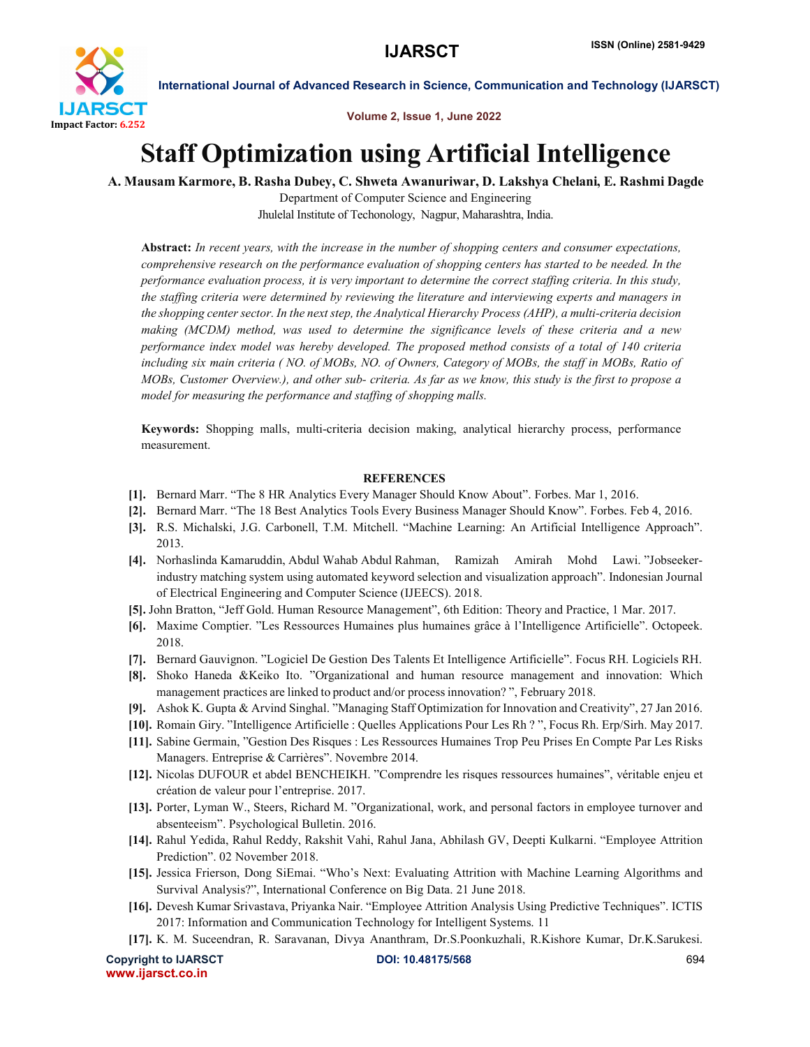# Staff Optimization using Artificial Intelligence

**A. Mausam Karmore, B. Rasha Dubey, C. Shweta Awanuriwar, D. Lakshya Chelani, E. Rashmi Dagde**

Department of Computer Science and Engineering

Jhulelal Institute of Techonology, Nagpur, Maharashtra, India.

**Abstract:** *In recent years, with the increase in the number of shopping centers and consumer expectations, comprehensive research on the performance evaluation of shopping centers has started to be needed. In the performance evaluation process, it is very important to determine the correct staffing criteria. In this study, the staffing criteria were determined by reviewing the literature and interviewing experts and managers in the shopping center sector. In the next step, the Analytical Hierarchy Process (AHP), a multi-criteria decision making (MCDM) method, was used to determine the significance levels of these criteria and a new performance index model was hereby developed. The proposed method consists of a total of 140 criteria including six main criteria ( NO. of MOBs, NO. of Owners, Category of MOBs, the staff in MOBs, Ratio of MOBs, Customer Overview.), and other sub- criteria. As far as we know, this study is the first to propose a model for measuring the performance and staffing of shopping malls.*

**Keywords:** Shopping malls, multi-criteria decision making, analytical hierarchy process, performance measurement.

## REFERENCES

[1]. Bernard Marr. "The 8 HR Analytics Every Manager Should Know About". Forbes. Mar 1, 2016.

[2]. Bernard Marr. "The 18 Best Analytics Tools Every Business Manager Should Know". Forbes. Feb 4, 2016.

[3]. R.S. Michalski, J.G. Carbonell, T.M. Mitchell. "Machine Learning: An Artificial Intelligence Approach". 2013.

[4]. Norhaslinda Kamaruddin, Abdul Wahab Abdul Rahman, Ramizah Amirah Mohd Lawi. "Jobseeker-industry matching system using automated keyword selection and visualization approach". Indonesian Journal of Electrical Engineering and Computer Science (IJEECS). 2018.

[5]. John Bratton, "Jeff Gold. Human Resource Management", 6th Edition: Theory and Practice, 1 Mar. 2017.

[6]. Maxime Comptier. "Les Ressources Humaines plus humaines grâce à l'Intelligence Artificielle". Octopeek. 2018.

[7]. Bernard Gauvignon. "Logiciel De Gestion Des Talents Et Intelligence Artificielle". Focus RH. Logiciels RH.

[8]. Shoko Haneda &Keiko Ito. "Organizational and human resource management and innovation: Which management practices are linked to product and/or process innovation? ", February 2018.

[9]. Ashok K. Gupta & Arvind Singhal. "Managing Staff Optimization for Innovation and Creativity", 27 Jan 2016.

[10]. Romain Giry. "Intelligence Artificielle : Quelles Applications Pour Les Rh ? ", Focus Rh. Erp/Sirh. May 2017.

[11]. Sabine Germain, "Gestion Des Risques : Les Ressources Humaines Trop Peu Prises En Compte Par Les Risks Managers. Entreprise & Carrières". Novembre 2014.

[12]. Nicolas DUFOUR et abdel BENCHEIKH. "Comprendre les risques ressources humaines", véritable enjeu et création de valeur pour l'entreprise. 2017.

[13]. Porter, Lyman W., Steers, Richard M. "Organizational, work, and personal factors in employee turnover and absenteeism". Psychological Bulletin. 2016.

[14]. Rahul Yedida, Rahul Reddy, Rakshit Vahi, Rahul Jana, Abhilash GV, Deepti Kulkarni. "Employee Attrition Prediction". 02 November 2018.

[15]. Jessica Frierson, Dong SiEmai. "Who's Next: Evaluating Attrition with Machine Learning Algorithms and Survival Analysis?", International Conference on Big Data. 21 June 2018.

[16]. Devesh Kumar Srivastava, Priyanka Nair. "Employee Attrition Analysis Using Predictive Techniques". ICTIS 2017: Information and Communication Technology for Intelligent Systems. 11

[17]. K. M. Suceendran, R. Saravanan, Divya Ananthram, Dr.S.Poonkuzhali, R.Kishore Kumar, Dr.K.Sarukesi.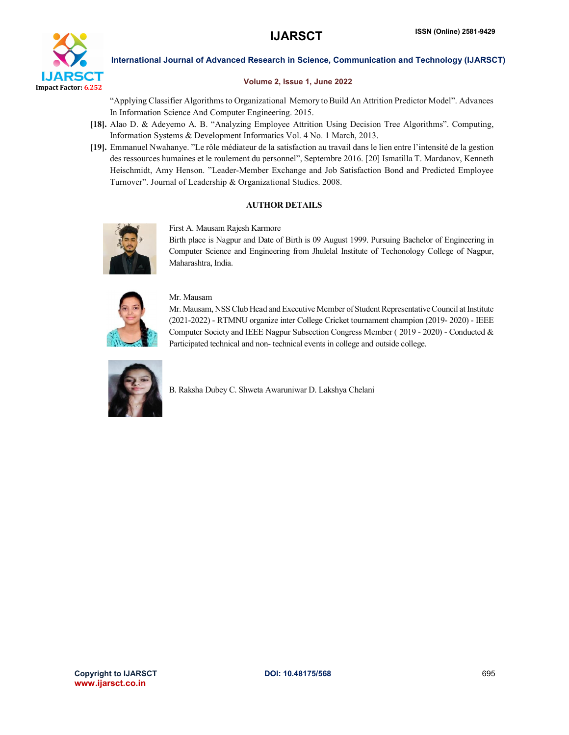"Applying Classifier Algorithms to Organizational Memory to Build An Attrition Predictor Model". Advances In Information Science And Computer Engineering. 2015.

**[18].** Alao D. & Adeyemo A. B. "Analyzing Employee Attrition Using Decision Tree Algorithms". Computing, Information Systems & Development Informatics Vol. 4 No. 1 March, 2013.

**[19].** Emmanuel Nwahanye. "Le rôle médiateur de la satisfaction au travail dans le lien entre l'intensité de la gestion des ressources humaines et le roulement du personnel", Septembre 2016. [20] Ismatilla T. Mardanov, Kenneth Heischmidt, Amy Henson. "Leader-Member Exchange and Job Satisfaction Bond and Predicted Employee Turnover". Journal of Leadership & Organizational Studies. 2008.

## AUTHOR DETAILS

First A. Mausam Rajesh Karmore

Birth place is Nagpur and Date of Birth is 09 August 1999. Pursuing Bachelor of Engineering in Computer Science and Engineering from Jhulelal Institute of Techonology College of Nagpur, Maharashtra, India.

Mr. Mausam

Mr. Mausam, NSS Club Head and Executive Member of Student Representative Council at Institute (2021-2022) - RTMNU organize inter College Cricket tournament champion (2019- 2020) - IEEE Computer Society and IEEE Nagpur Subsection Congress Member ( 2019 - 2020) - Conducted & Participated technical and non- technical events in college and outside college.

B. Raksha Dubey C. Shweta Awaruniwar D. Lakshya Chelani